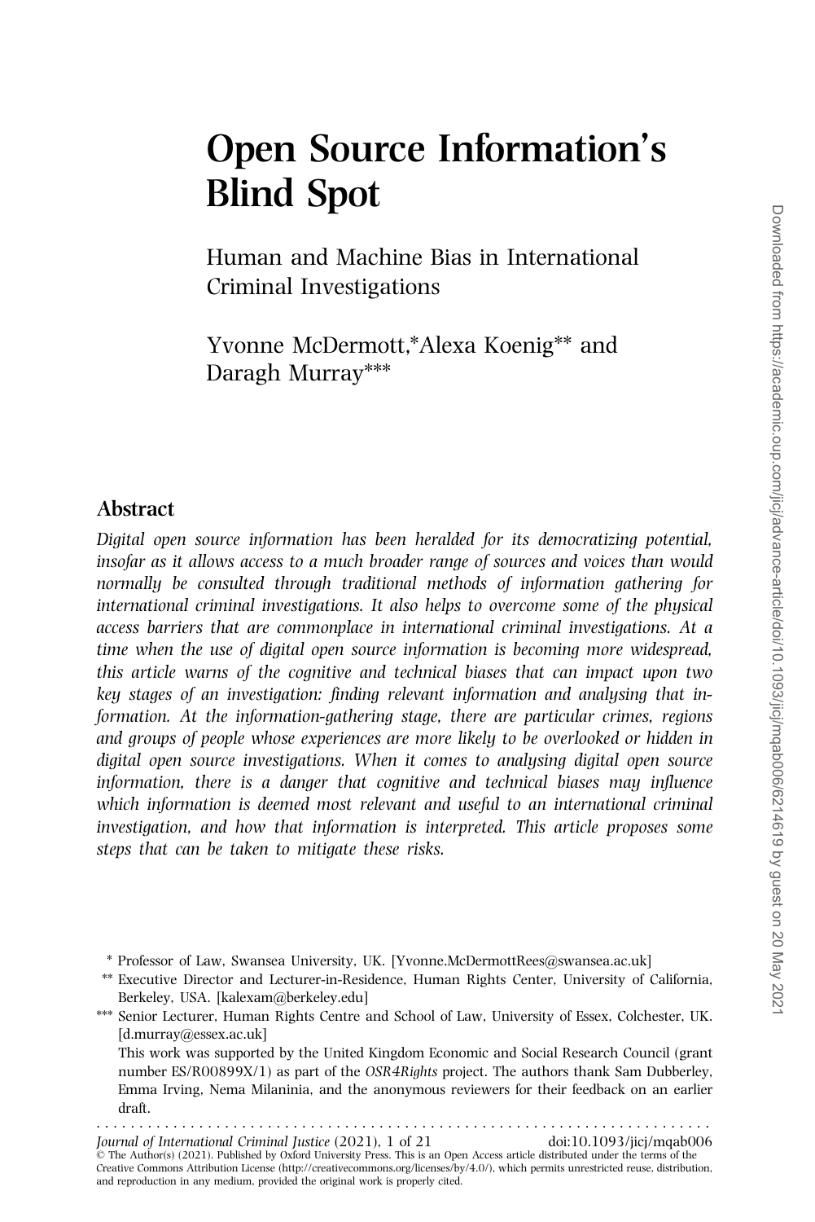# Open Source Information's Blind Spot

## Human and Machine Bias in International Criminal Investigations

Yvonne McDermott,* Alexa Koenig** and Daragh Murray***

## Abstract

*Digital open source information has been heralded for its democratizing potential, insofar as it allows access to a much broader range of sources and voices than would normally be consulted through traditional methods of information gathering for international criminal investigations. It also helps to overcome some of the physical access barriers that are commonplace in international criminal investigations. At a time when the use of digital open source information is becoming more widespread, this article warns of the cognitive and technical biases that can impact upon two key stages of an investigation: finding relevant information and analysing that information. At the information-gathering stage, there are particular crimes, regions and groups of people whose experiences are more likely to be overlooked or hidden in digital open source investigations. When it comes to analysing digital open source information, there is a danger that cognitive and technical biases may influence which information is deemed most relevant and useful to an international criminal investigation, and how that information is interpreted. This article proposes some steps that can be taken to mitigate these risks.*

\* Professor of Law, Swansea University, UK. [Yvonne.McDermottRees@swansea.ac.uk]

\*\* Executive Director and Lecturer-in-Residence, Human Rights Center, University of California, Berkeley, USA. [kalexam@berkeley.edu]

\*\*\* Senior Lecturer, Human Rights Centre and School of Law, University of Essex, Colchester, UK. [d.murray@essex.ac.uk]

This work was supported by the United Kingdom Economic and Social Research Council (grant number ES/R00899X/1) as part of the *OSR4Rights* project. The authors thank Sam Dubberley, Emma Irving, Nema Milaninia, and the anonymous reviewers for their feedback on an earlier draft.

*Journal of International Criminal Justice* (2021), 1 of 21 doi:10.1093/jicj/mqab006

© The Author(s) (2021). Published by Oxford University Press. This is an Open Access article distributed under the terms of the Creative Commons Attribution License (http://creativecommons.org/licenses/by/4.0/), which permits unrestricted reuse, distribution, and reproduction in any medium, provided the original work is properly cited.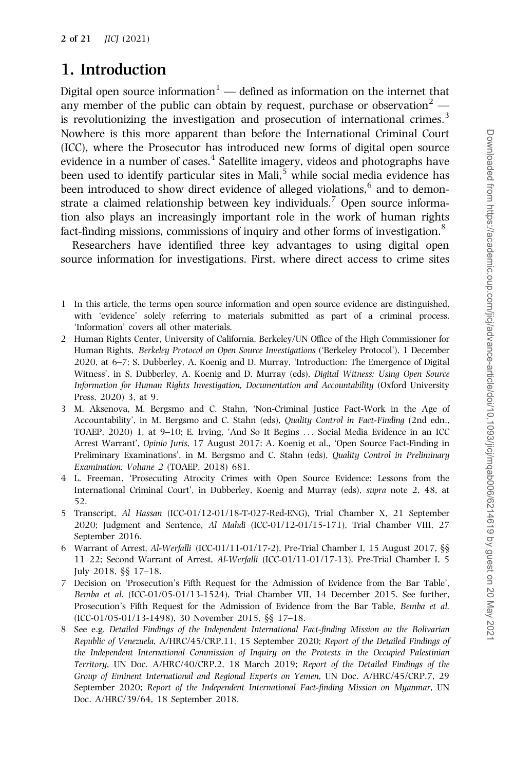# 1. Introduction

Digital open source information[1] — defined as information on the internet that any member of the public can obtain by request, purchase or observation[2] — is revolutionizing the investigation and prosecution of international crimes.[3] Nowhere is this more apparent than before the International Criminal Court (ICC), where the Prosecutor has introduced new forms of digital open source evidence in a number of cases.[4] Satellite imagery, videos and photographs have been used to identify particular sites in Mali,[5] while social media evidence has been introduced to show direct evidence of alleged violations,[6] and to demonstrate a claimed relationship between key individuals.[7] Open source information also plays an increasingly important role in the work of human rights fact-finding missions, commissions of inquiry and other forms of investigation.[8]

Researchers have identified three key advantages to using digital open source information for investigations. First, where direct access to crime sites

1 In this article, the terms open source information and open source evidence are distinguished, with 'evidence' solely referring to materials submitted as part of a criminal process. 'Information' covers all other materials.

2 Human Rights Center, University of California, Berkeley/UN Office of the High Commissioner for Human Rights, *Berkeley Protocol on Open Source Investigations* ('Berkeley Protocol'), 1 December 2020, at 6–7; S. Dubberley, A. Koenig and D. Murray, 'Introduction: The Emergence of Digital Witness', in S. Dubberley, A. Koenig and D. Murray (eds), *Digital Witness: Using Open Source Information for Human Rights Investigation, Documentation and Accountability* (Oxford University Press, 2020) 3, at 9.

3 M. Aksenova, M. Bergsmo and C. Stahn, 'Non-Criminal Justice Fact-Work in the Age of Accountability', in M. Bergsmo and C. Stahn (eds), *Quality Control in Fact-Finding* (2nd edn., TOAEP, 2020) 1, at 9–10; E. Irving, 'And So It Begins ... Social Media Evidence in an ICC Arrest Warrant', *Opinio Juris*, 17 August 2017; A. Koenig et al., 'Open Source Fact-Finding in Preliminary Examinations', in M. Bergsmo and C. Stahn (eds), *Quality Control in Preliminary Examination: Volume 2* (TOAEP, 2018) 681.

4 L. Freeman, 'Prosecuting Atrocity Crimes with Open Source Evidence: Lessons from the International Criminal Court', in Dubberley, Koenig and Murray (eds), *supra* note 2, 48, at 52.

5 Transcript, *Al Hassan* (ICC-01/12-01/18-T-027-Red-ENG), Trial Chamber X, 21 September 2020; Judgment and Sentence, *Al Mahdi* (ICC-01/12-01/15-171), Trial Chamber VIII, 27 September 2016.

6 Warrant of Arrest, *Al-Werfalli* (ICC-01/11-01/17-2), Pre-Trial Chamber I, 15 August 2017, §§ 11–22; Second Warrant of Arrest, *Al-Werfalli* (ICC-01/11-01/17-13), Pre-Trial Chamber I, 5 July 2018, §§ 17–18.

7 Decision on 'Prosecution's Fifth Request for the Admission of Evidence from the Bar Table', *Bemba et al.* (ICC-01/05-01/13-1524), Trial Chamber VII, 14 December 2015. See further, Prosecution's Fifth Request for the Admission of Evidence from the Bar Table, *Bemba et al.* (ICC-01/05-01/13-1498), 30 November 2015, §§ 17–18.

8 See e.g. *Detailed Findings of the Independent International Fact-finding Mission on the Bolivarian Republic of Venezuela*, A/HRC/45/CRP.11, 15 September 2020; *Report of the Detailed Findings of the Independent International Commission of Inquiry on the Protests in the Occupied Palestinian Territory*, UN Doc. A/HRC/40/CRP.2, 18 March 2019; *Report of the Detailed Findings of the Group of Eminent International and Regional Experts on Yemen*, UN Doc. A/HRC/45/CRP.7, 29 September 2020; *Report of the Independent International Fact-finding Mission on Myanmar*, UN Doc. A/HRC/39/64, 18 September 2018.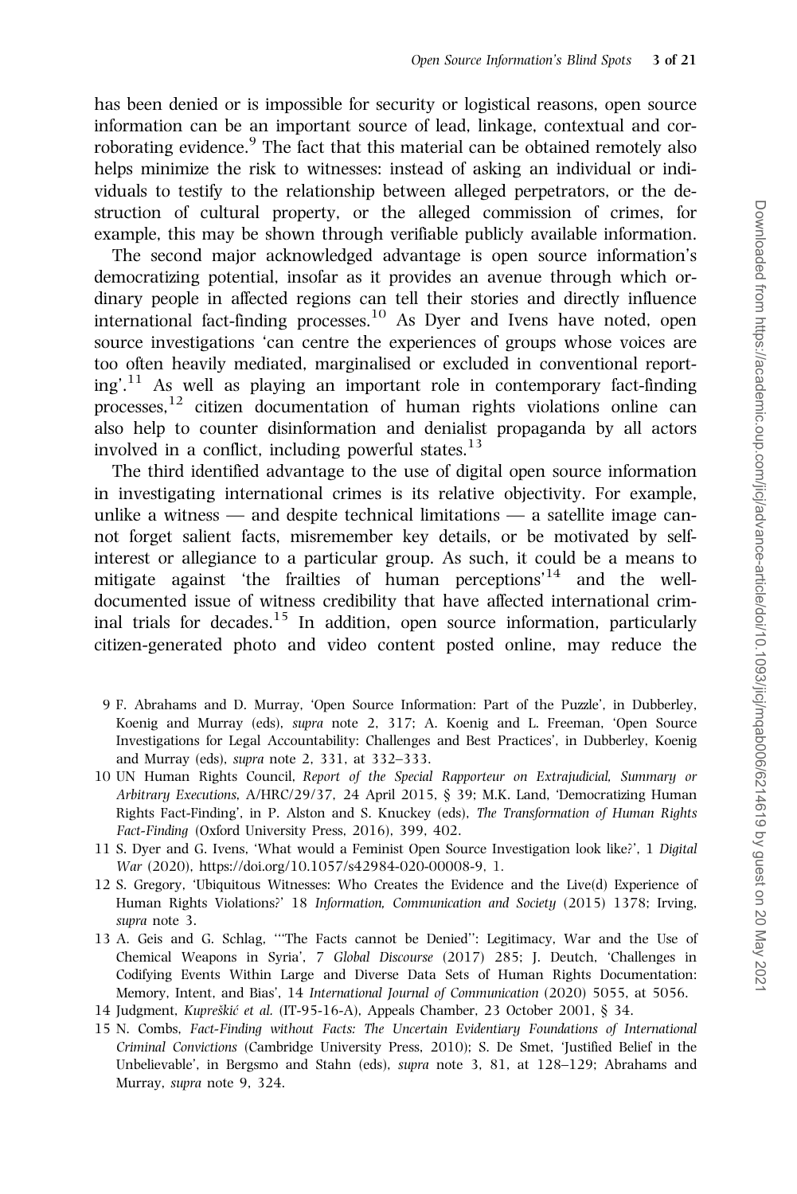has been denied or is impossible for security or logistical reasons, open source information can be an important source of lead, linkage, contextual and corroborating evidence.[9] The fact that this material can be obtained remotely also helps minimize the risk to witnesses: instead of asking an individual or individuals to testify to the relationship between alleged perpetrators, or the destruction of cultural property, or the alleged commission of crimes, for example, this may be shown through verifiable publicly available information.

The second major acknowledged advantage is open source information's democratizing potential, insofar as it provides an avenue through which ordinary people in affected regions can tell their stories and directly influence international fact-finding processes.[10] As Dyer and Ivens have noted, open source investigations 'can centre the experiences of groups whose voices are too often heavily mediated, marginalised or excluded in conventional reporting'.[11] As well as playing an important role in contemporary fact-finding processes,[12] citizen documentation of human rights violations online can also help to counter disinformation and denialist propaganda by all actors involved in a conflict, including powerful states.[13]

The third identified advantage to the use of digital open source information in investigating international crimes is its relative objectivity. For example, unlike a witness — and despite technical limitations — a satellite image cannot forget salient facts, misremember key details, or be motivated by self-interest or allegiance to a particular group. As such, it could be a means to mitigate against 'the frailties of human perceptions'[14] and the well-documented issue of witness credibility that have affected international criminal trials for decades.[15] In addition, open source information, particularly citizen-generated photo and video content posted online, may reduce the

9 F. Abrahams and D. Murray, 'Open Source Information: Part of the Puzzle', in Dubberley, Koenig and Murray (eds), *supra* note 2, 317; A. Koenig and L. Freeman, 'Open Source Investigations for Legal Accountability: Challenges and Best Practices', in Dubberley, Koenig and Murray (eds), *supra* note 2, 331, at 332–333.

10 UN Human Rights Council, *Report of the Special Rapporteur on Extrajudicial, Summary or Arbitrary Executions*, A/HRC/29/37, 24 April 2015, § 39; M.K. Land, 'Democratizing Human Rights Fact-Finding', in P. Alston and S. Knuckey (eds), *The Transformation of Human Rights Fact-Finding* (Oxford University Press, 2016), 399, 402.

11 S. Dyer and G. Ivens, 'What would a Feminist Open Source Investigation look like?', 1 *Digital War* (2020), https://doi.org/10.1057/s42984-020-00008-9, 1.

12 S. Gregory, 'Ubiquitous Witnesses: Who Creates the Evidence and the Live(d) Experience of Human Rights Violations?' 18 *Information, Communication and Society* (2015) 1378; Irving, *supra* note 3.

13 A. Geis and G. Schlag, '"The Facts cannot be Denied": Legitimacy, War and the Use of Chemical Weapons in Syria', 7 *Global Discourse* (2017) 285; J. Deutch, 'Challenges in Codifying Events Within Large and Diverse Data Sets of Human Rights Documentation: Memory, Intent, and Bias', 14 *International Journal of Communication* (2020) 5055, at 5056.

14 Judgment, *Kupreškić et al.* (IT-95-16-A), Appeals Chamber, 23 October 2001, § 34.

15 N. Combs, *Fact-Finding without Facts: The Uncertain Evidentiary Foundations of International Criminal Convictions* (Cambridge University Press, 2010); S. De Smet, 'Justified Belief in the Unbelievable', in Bergsmo and Stahn (eds), *supra* note 3, 81, at 128–129; Abrahams and Murray, *supra* note 9, 324.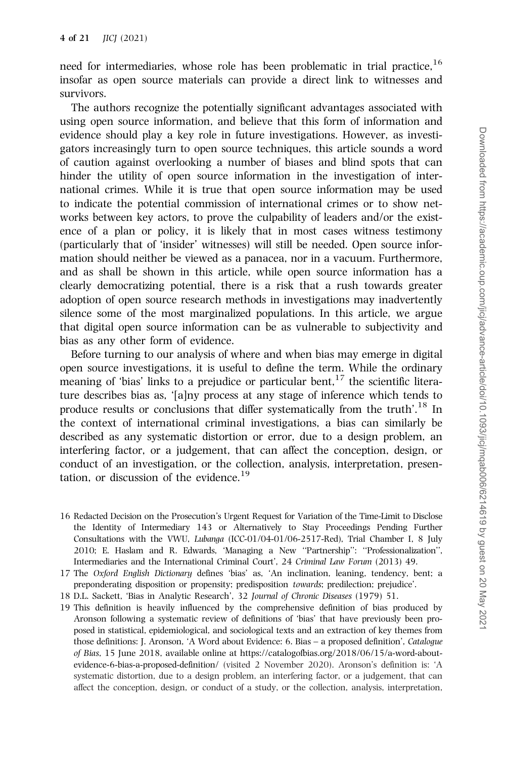need for intermediaries, whose role has been problematic in trial practice,[16] insofar as open source materials can provide a direct link to witnesses and survivors.

The authors recognize the potentially significant advantages associated with using open source information, and believe that this form of information and evidence should play a key role in future investigations. However, as investigators increasingly turn to open source techniques, this article sounds a word of caution against overlooking a number of biases and blind spots that can hinder the utility of open source information in the investigation of international crimes. While it is true that open source information may be used to indicate the potential commission of international crimes or to show networks between key actors, to prove the culpability of leaders and/or the existence of a plan or policy, it is likely that in most cases witness testimony (particularly that of 'insider' witnesses) will still be needed. Open source information should neither be viewed as a panacea, nor in a vacuum. Furthermore, and as shall be shown in this article, while open source information has a clearly democratizing potential, there is a risk that a rush towards greater adoption of open source research methods in investigations may inadvertently silence some of the most marginalized populations. In this article, we argue that digital open source information can be as vulnerable to subjectivity and bias as any other form of evidence.

Before turning to our analysis of where and when bias may emerge in digital open source investigations, it is useful to define the term. While the ordinary meaning of 'bias' links to a prejudice or particular bent,[17] the scientific literature describes bias as, '[a]ny process at any stage of inference which tends to produce results or conclusions that differ systematically from the truth'.[18] In the context of international criminal investigations, a bias can similarly be described as any systematic distortion or error, due to a design problem, an interfering factor, or a judgement, that can affect the conception, design, or conduct of an investigation, or the collection, analysis, interpretation, presentation, or discussion of the evidence.[19]

---

16 Redacted Decision on the Prosecution's Urgent Request for Variation of the Time-Limit to Disclose the Identity of Intermediary 143 or Alternatively to Stay Proceedings Pending Further Consultations with the VWU, *Lubanga* (ICC-01/04-01/06-2517-Red), Trial Chamber I, 8 July 2010; E. Haslam and R. Edwards, 'Managing a New "Partnership": "Professionalization", Intermediaries and the International Criminal Court', 24 *Criminal Law Forum* (2013) 49.

17 The *Oxford English Dictionary* defines 'bias' as, 'An inclination, leaning, tendency, bent; a preponderating disposition or propensity; predisposition *towards*; predilection; prejudice'.

18 D.L. Sackett, 'Bias in Analytic Research', 32 *Journal of Chronic Diseases* (1979) 51.

19 This definition is heavily influenced by the comprehensive definition of bias produced by Aronson following a systematic review of definitions of 'bias' that have previously been proposed in statistical, epidemiological, and sociological texts and an extraction of key themes from those definitions: J. Aronson, 'A Word about Evidence: 6. Bias – a proposed definition', *Catalogue of Bias*, 15 June 2018, available online at https://catalogofbias.org/2018/06/15/a-word-about-evidence-6-bias-a-proposed-definition/ (visited 2 November 2020). Aronson's definition is: 'A systematic distortion, due to a design problem, an interfering factor, or a judgement, that can affect the conception, design, or conduct of a study, or the collection, analysis, interpretation,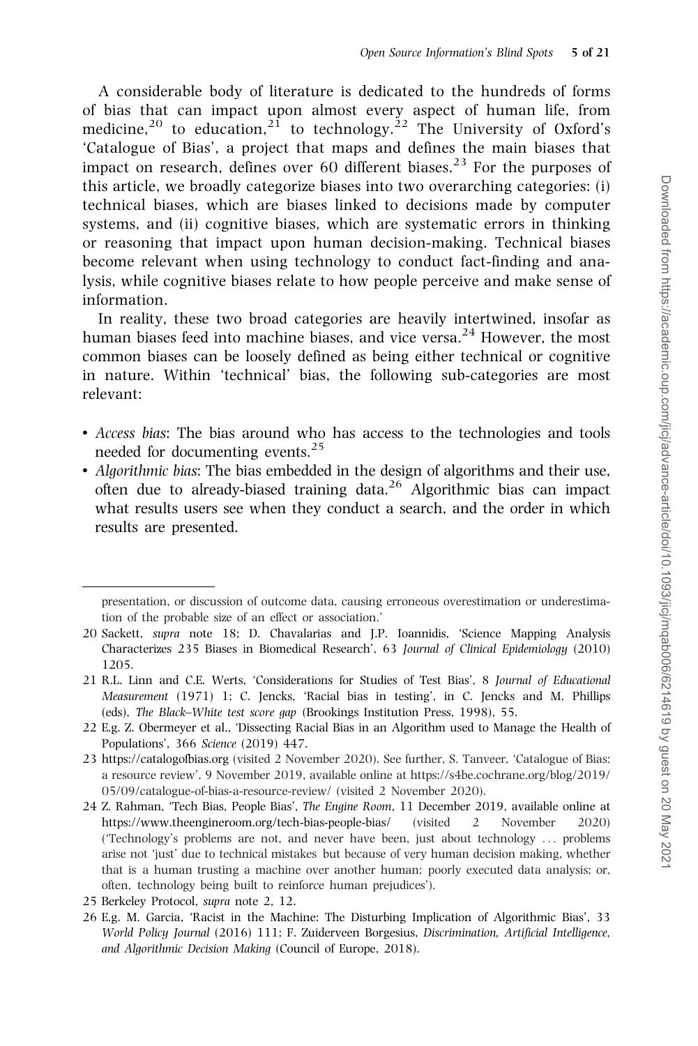A considerable body of literature is dedicated to the hundreds of forms of bias that can impact upon almost every aspect of human life, from medicine,[20] to education,[21] to technology.[22] The University of Oxford's 'Catalogue of Bias', a project that maps and defines the main biases that impact on research, defines over 60 different biases.[23] For the purposes of this article, we broadly categorize biases into two overarching categories: (i) technical biases, which are biases linked to decisions made by computer systems, and (ii) cognitive biases, which are systematic errors in thinking or reasoning that impact upon human decision-making. Technical biases become relevant when using technology to conduct fact-finding and analysis, while cognitive biases relate to how people perceive and make sense of information.

In reality, these two broad categories are heavily intertwined, insofar as human biases feed into machine biases, and vice versa.[24] However, the most common biases can be loosely defined as being either technical or cognitive in nature. Within 'technical' bias, the following sub-categories are most relevant:

- *Access bias*: The bias around who has access to the technologies and tools needed for documenting events.[25]
- *Algorithmic bias*: The bias embedded in the design of algorithms and their use, often due to already-biased training data.[26] Algorithmic bias can impact what results users see when they conduct a search, and the order in which results are presented.

---

presentation, or discussion of outcome data, causing erroneous overestimation or underestimation of the probable size of an effect or association.'

20 Sackett, *supra* note 18; D. Chavalarias and J.P. Ioannidis, 'Science Mapping Analysis Characterizes 235 Biases in Biomedical Research', 63 *Journal of Clinical Epidemiology* (2010) 1205.

21 R.L. Linn and C.E. Werts, 'Considerations for Studies of Test Bias', 8 *Journal of Educational Measurement* (1971) 1; C. Jencks, 'Racial bias in testing', in C. Jencks and M. Phillips (eds), *The Black–White test score gap* (Brookings Institution Press, 1998), 55.

22 E.g. Z. Obermeyer et al., 'Dissecting Racial Bias in an Algorithm used to Manage the Health of Populations', 366 *Science* (2019) 447.

23 https://catalogofbias.org (visited 2 November 2020). See further, S. Tanveer, 'Catalogue of Bias: a resource review', 9 November 2019, available online at https://s4be.cochrane.org/blog/2019/05/09/catalogue-of-bias-a-resource-review/ (visited 2 November 2020).

24 Z. Rahman, 'Tech Bias, People Bias', *The Engine Room*, 11 December 2019, available online at https://www.theengineroom.org/tech-bias-people-bias/ (visited 2 November 2020) ('Technology's problems are not, and never have been, just about technology ... problems arise not 'just' due to technical mistakes but because of very human decision making, whether that is a human trusting a machine over another human; poorly executed data analysis; or, often, technology being built to reinforce human prejudices').

25 Berkeley Protocol, *supra* note 2, 12.

26 E.g. M. Garcia, 'Racist in the Machine: The Disturbing Implication of Algorithmic Bias', 33 *World Policy Journal* (2016) 111; F. Zuiderveen Borgesius, *Discrimination, Artificial Intelligence, and Algorithmic Decision Making* (Council of Europe, 2018).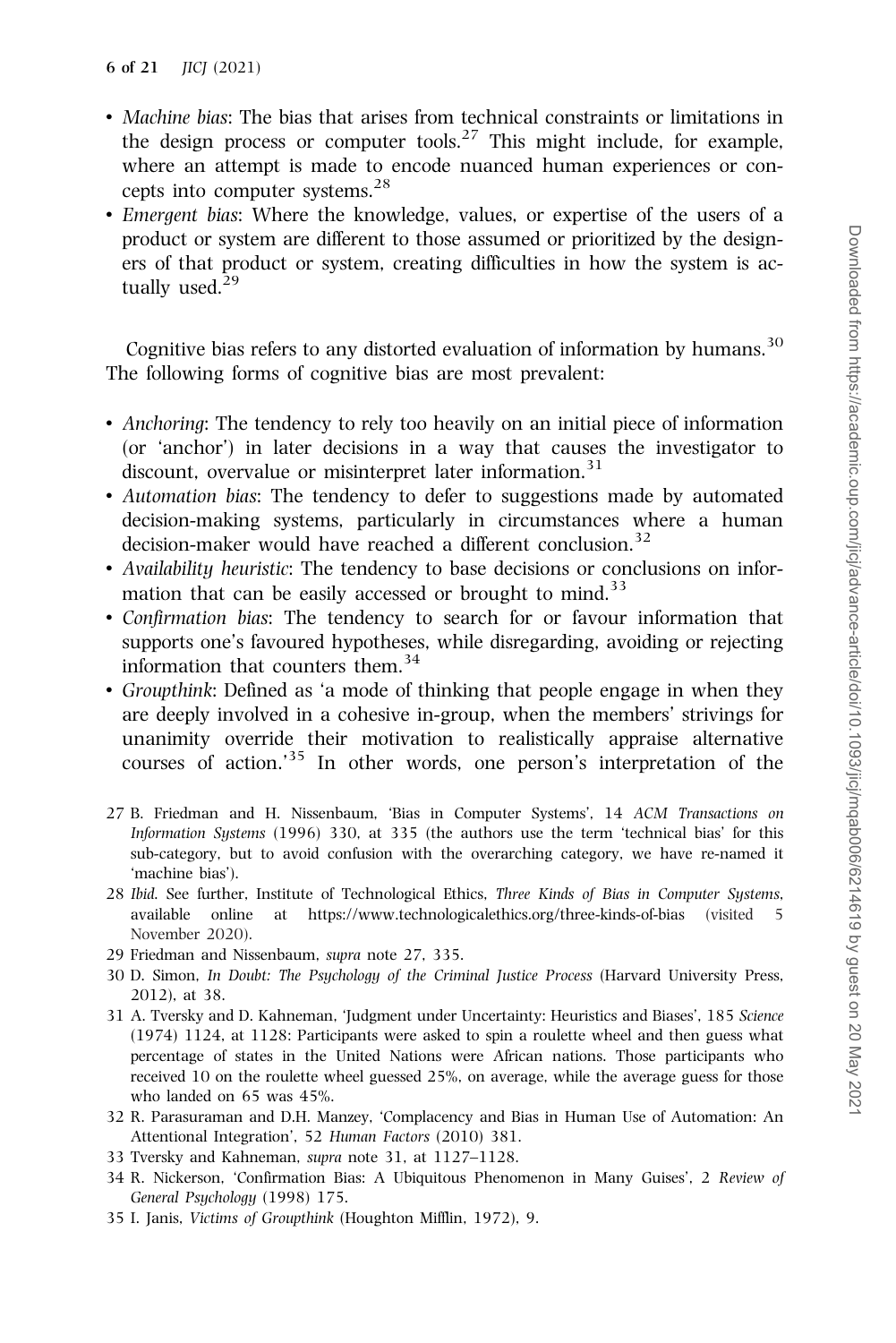- *Machine bias*: The bias that arises from technical constraints or limitations in the design process or computer tools.[27] This might include, for example, where an attempt is made to encode nuanced human experiences or concepts into computer systems.[28]
- *Emergent bias*: Where the knowledge, values, or expertise of the users of a product or system are different to those assumed or prioritized by the designers of that product or system, creating difficulties in how the system is actually used.[29]

Cognitive bias refers to any distorted evaluation of information by humans.[30] The following forms of cognitive bias are most prevalent:

- *Anchoring*: The tendency to rely too heavily on an initial piece of information (or 'anchor') in later decisions in a way that causes the investigator to discount, overvalue or misinterpret later information.[31]
- *Automation bias*: The tendency to defer to suggestions made by automated decision-making systems, particularly in circumstances where a human decision-maker would have reached a different conclusion.[32]
- *Availability heuristic*: The tendency to base decisions or conclusions on information that can be easily accessed or brought to mind.[33]
- *Confirmation bias*: The tendency to search for or favour information that supports one's favoured hypotheses, while disregarding, avoiding or rejecting information that counters them.[34]
- *Groupthink*: Defined as 'a mode of thinking that people engage in when they are deeply involved in a cohesive in-group, when the members' strivings for unanimity override their motivation to realistically appraise alternative courses of action.'[35] In other words, one person's interpretation of the

27 B. Friedman and H. Nissenbaum, 'Bias in Computer Systems', 14 *ACM Transactions on Information Systems* (1996) 330, at 335 (the authors use the term 'technical bias' for this sub-category, but to avoid confusion with the overarching category, we have re-named it 'machine bias').

28 *Ibid.* See further, Institute of Technological Ethics, *Three Kinds of Bias in Computer Systems*, available online at https://www.technologicalethics.org/three-kinds-of-bias (visited 5 November 2020).

29 Friedman and Nissenbaum, *supra* note 27, 335.

30 D. Simon, *In Doubt: The Psychology of the Criminal Justice Process* (Harvard University Press, 2012), at 38.

31 A. Tversky and D. Kahneman, 'Judgment under Uncertainty: Heuristics and Biases', 185 *Science* (1974) 1124, at 1128: Participants were asked to spin a roulette wheel and then guess what percentage of states in the United Nations were African nations. Those participants who received 10 on the roulette wheel guessed 25%, on average, while the average guess for those who landed on 65 was 45%.

32 R. Parasuraman and D.H. Manzey, 'Complacency and Bias in Human Use of Automation: An Attentional Integration', 52 *Human Factors* (2010) 381.

33 Tversky and Kahneman, *supra* note 31, at 1127–1128.

34 R. Nickerson, 'Confirmation Bias: A Ubiquitous Phenomenon in Many Guises', 2 *Review of General Psychology* (1998) 175.

35 I. Janis, *Victims of Groupthink* (Houghton Mifflin, 1972), 9.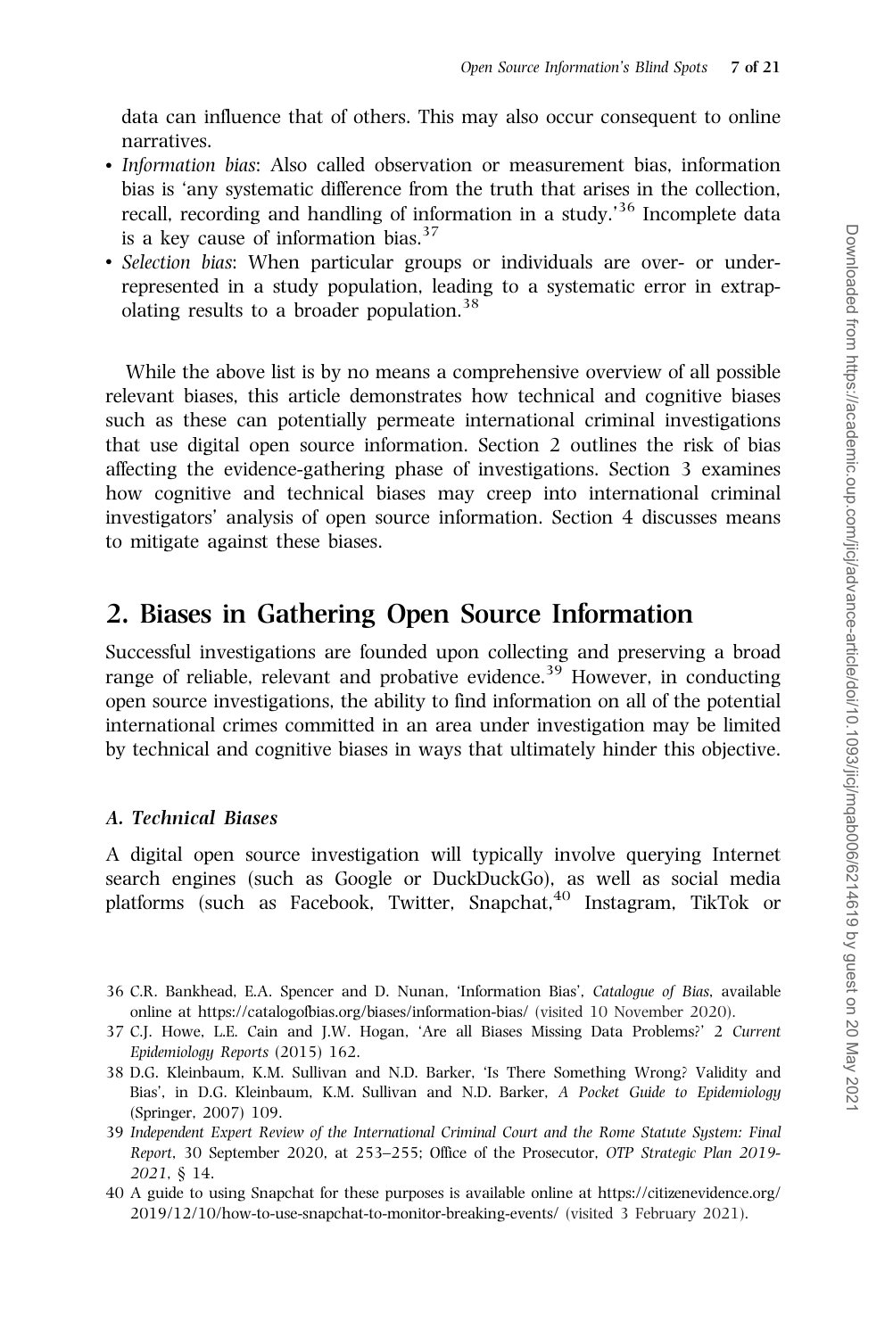data can influence that of others. This may also occur consequent to online narratives.

- *Information bias*: Also called observation or measurement bias, information bias is 'any systematic difference from the truth that arises in the collection, recall, recording and handling of information in a study.'[36] Incomplete data is a key cause of information bias.[37]
- *Selection bias*: When particular groups or individuals are over- or under-represented in a study population, leading to a systematic error in extrapolating results to a broader population.[38]

While the above list is by no means a comprehensive overview of all possible relevant biases, this article demonstrates how technical and cognitive biases such as these can potentially permeate international criminal investigations that use digital open source information. Section 2 outlines the risk of bias affecting the evidence-gathering phase of investigations. Section 3 examines how cognitive and technical biases may creep into international criminal investigators' analysis of open source information. Section 4 discusses means to mitigate against these biases.

## 2. Biases in Gathering Open Source Information

Successful investigations are founded upon collecting and preserving a broad range of reliable, relevant and probative evidence.[39] However, in conducting open source investigations, the ability to find information on all of the potential international crimes committed in an area under investigation may be limited by technical and cognitive biases in ways that ultimately hinder this objective.

### *A. Technical Biases*

A digital open source investigation will typically involve querying Internet search engines (such as Google or DuckDuckGo), as well as social media platforms (such as Facebook, Twitter, Snapchat,[40] Instagram, TikTok or

36 C.R. Bankhead, E.A. Spencer and D. Nunan, 'Information Bias', *Catalogue of Bias*, available online at https://catalogofbias.org/biases/information-bias/ (visited 10 November 2020).

37 C.J. Howe, L.E. Cain and J.W. Hogan, 'Are all Biases Missing Data Problems?' 2 *Current Epidemiology Reports* (2015) 162.

38 D.G. Kleinbaum, K.M. Sullivan and N.D. Barker, 'Is There Something Wrong? Validity and Bias', in D.G. Kleinbaum, K.M. Sullivan and N.D. Barker, *A Pocket Guide to Epidemiology* (Springer, 2007) 109.

39 *Independent Expert Review of the International Criminal Court and the Rome Statute System: Final Report*, 30 September 2020, at 253–255; Office of the Prosecutor, *OTP Strategic Plan 2019-2021*, § 14.

40 A guide to using Snapchat for these purposes is available online at https://citizenevidence.org/2019/12/10/how-to-use-snapchat-to-monitor-breaking-events/ (visited 3 February 2021).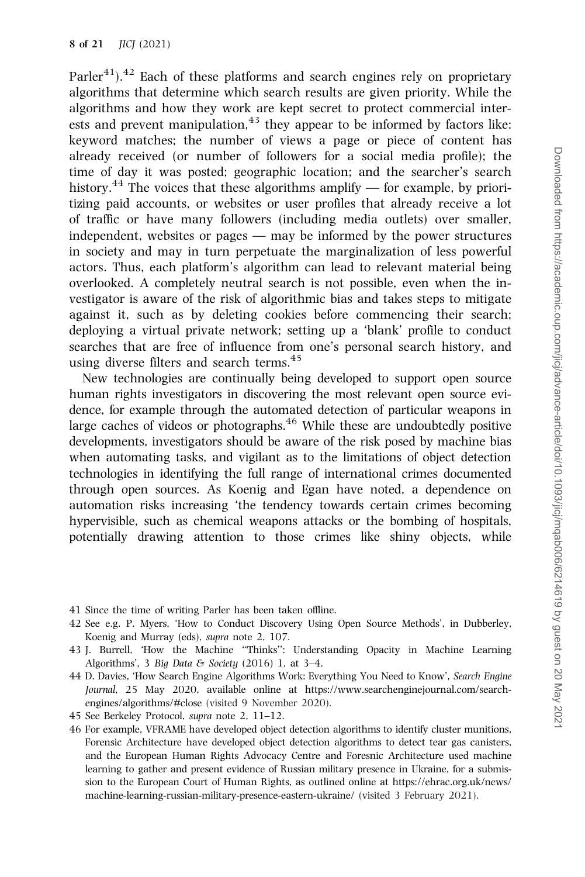Parler[41]).[42] Each of these platforms and search engines rely on proprietary algorithms that determine which search results are given priority. While the algorithms and how they work are kept secret to protect commercial interests and prevent manipulation,[43] they appear to be informed by factors like: keyword matches; the number of views a page or piece of content has already received (or number of followers for a social media profile); the time of day it was posted; geographic location; and the searcher's search history.[44] The voices that these algorithms amplify — for example, by prioritizing paid accounts, or websites or user profiles that already receive a lot of traffic or have many followers (including media outlets) over smaller, independent, websites or pages — may be informed by the power structures in society and may in turn perpetuate the marginalization of less powerful actors. Thus, each platform's algorithm can lead to relevant material being overlooked. A completely neutral search is not possible, even when the investigator is aware of the risk of algorithmic bias and takes steps to mitigate against it, such as by deleting cookies before commencing their search; deploying a virtual private network; setting up a 'blank' profile to conduct searches that are free of influence from one's personal search history, and using diverse filters and search terms.[45]

New technologies are continually being developed to support open source human rights investigators in discovering the most relevant open source evidence, for example through the automated detection of particular weapons in large caches of videos or photographs.[46] While these are undoubtedly positive developments, investigators should be aware of the risk posed by machine bias when automating tasks, and vigilant as to the limitations of object detection technologies in identifying the full range of international crimes documented through open sources. As Koenig and Egan have noted, a dependence on automation risks increasing 'the tendency towards certain crimes becoming hypervisible, such as chemical weapons attacks or the bombing of hospitals, potentially drawing attention to those crimes like shiny objects, while

41 Since the time of writing Parler has been taken offline.

42 See e.g. P. Myers, 'How to Conduct Discovery Using Open Source Methods', in Dubberley, Koenig and Murray (eds), *supra* note 2, 107.

43 J. Burrell, 'How the Machine "Thinks": Understanding Opacity in Machine Learning Algorithms', 3 *Big Data & Society* (2016) 1, at 3–4.

44 D. Davies, 'How Search Engine Algorithms Work: Everything You Need to Know', *Search Engine Journal*, 25 May 2020, available online at https://www.searchenginejournal.com/search-engines/algorithms/#close (visited 9 November 2020).

45 See Berkeley Protocol, *supra* note 2, 11–12.

46 For example, VFRAME have developed object detection algorithms to identify cluster munitions, Forensic Architecture have developed object detection algorithms to detect tear gas canisters, and the European Human Rights Advocacy Centre and Foresnic Architecture used machine learning to gather and present evidence of Russian military presence in Ukraine, for a submission to the European Court of Human Rights, as outlined online at https://ehrac.org.uk/news/machine-learning-russian-military-presence-eastern-ukraine/ (visited 3 February 2021).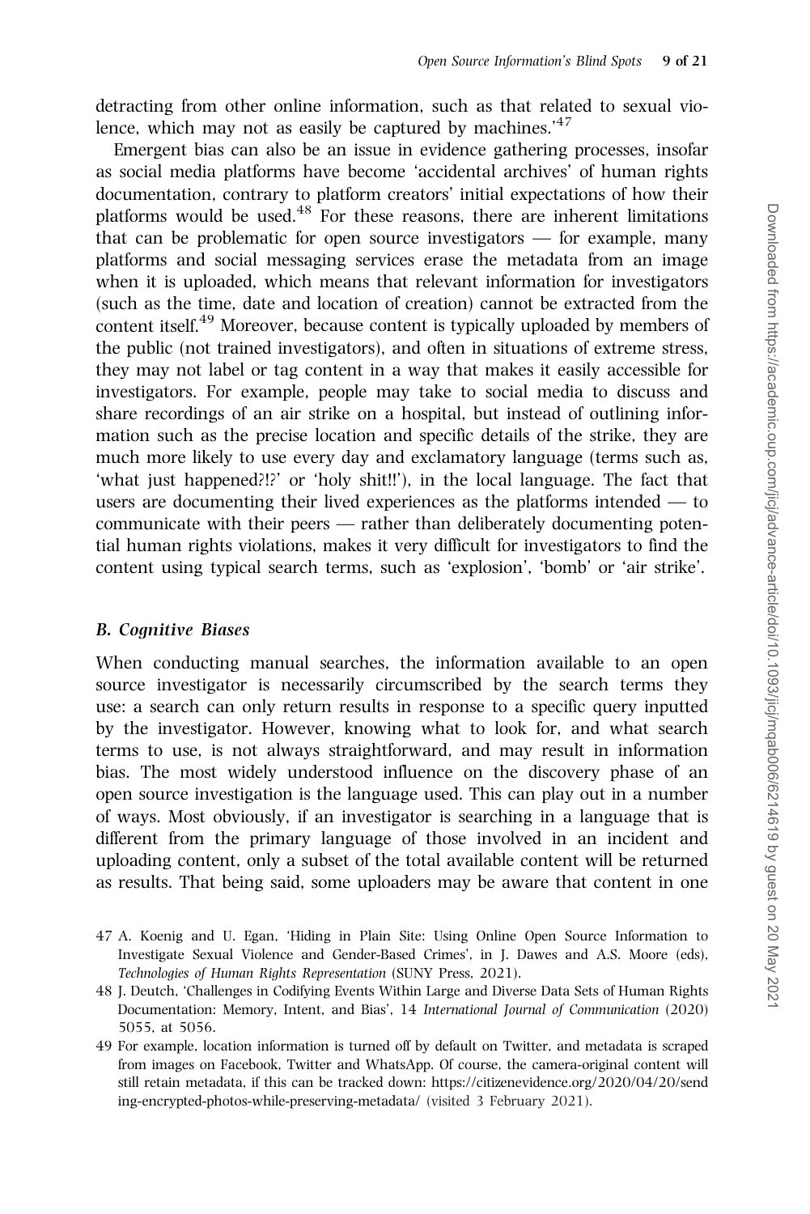detracting from other online information, such as that related to sexual violence, which may not as easily be captured by machines.'[47]

Emergent bias can also be an issue in evidence gathering processes, insofar as social media platforms have become 'accidental archives' of human rights documentation, contrary to platform creators' initial expectations of how their platforms would be used.[48] For these reasons, there are inherent limitations that can be problematic for open source investigators — for example, many platforms and social messaging services erase the metadata from an image when it is uploaded, which means that relevant information for investigators (such as the time, date and location of creation) cannot be extracted from the content itself.[49] Moreover, because content is typically uploaded by members of the public (not trained investigators), and often in situations of extreme stress, they may not label or tag content in a way that makes it easily accessible for investigators. For example, people may take to social media to discuss and share recordings of an air strike on a hospital, but instead of outlining information such as the precise location and specific details of the strike, they are much more likely to use every day and exclamatory language (terms such as, 'what just happened?!?' or 'holy shit!!'), in the local language. The fact that users are documenting their lived experiences as the platforms intended — to communicate with their peers — rather than deliberately documenting potential human rights violations, makes it very difficult for investigators to find the content using typical search terms, such as 'explosion', 'bomb' or 'air strike'.

### *B. Cognitive Biases*

When conducting manual searches, the information available to an open source investigator is necessarily circumscribed by the search terms they use: a search can only return results in response to a specific query inputted by the investigator. However, knowing what to look for, and what search terms to use, is not always straightforward, and may result in information bias. The most widely understood influence on the discovery phase of an open source investigation is the language used. This can play out in a number of ways. Most obviously, if an investigator is searching in a language that is different from the primary language of those involved in an incident and uploading content, only a subset of the total available content will be returned as results. That being said, some uploaders may be aware that content in one

47 A. Koenig and U. Egan, 'Hiding in Plain Site: Using Online Open Source Information to Investigate Sexual Violence and Gender-Based Crimes', in J. Dawes and A.S. Moore (eds), *Technologies of Human Rights Representation* (SUNY Press, 2021).

48 J. Deutch, 'Challenges in Codifying Events Within Large and Diverse Data Sets of Human Rights Documentation: Memory, Intent, and Bias', 14 *International Journal of Communication* (2020) 5055, at 5056.

49 For example, location information is turned off by default on Twitter, and metadata is scraped from images on Facebook, Twitter and WhatsApp. Of course, the camera-original content will still retain metadata, if this can be tracked down: https://citizenevidence.org/2020/04/20/sending-encrypted-photos-while-preserving-metadata/ (visited 3 February 2021).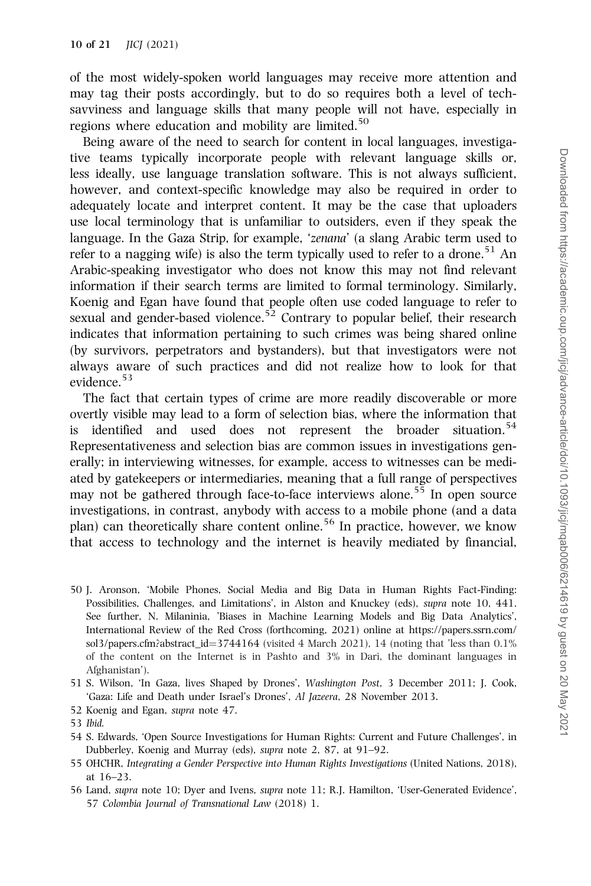of the most widely-spoken world languages may receive more attention and may tag their posts accordingly, but to do so requires both a level of tech-savviness and language skills that many people will not have, especially in regions where education and mobility are limited.[50]

Being aware of the need to search for content in local languages, investigative teams typically incorporate people with relevant language skills or, less ideally, use language translation software. This is not always sufficient, however, and context-specific knowledge may also be required in order to adequately locate and interpret content. It may be the case that uploaders use local terminology that is unfamiliar to outsiders, even if they speak the language. In the Gaza Strip, for example, '*zenana*' (a slang Arabic term used to refer to a nagging wife) is also the term typically used to refer to a drone.[51] An Arabic-speaking investigator who does not know this may not find relevant information if their search terms are limited to formal terminology. Similarly, Koenig and Egan have found that people often use coded language to refer to sexual and gender-based violence.[52] Contrary to popular belief, their research indicates that information pertaining to such crimes was being shared online (by survivors, perpetrators and bystanders), but that investigators were not always aware of such practices and did not realize how to look for that evidence.[53]

The fact that certain types of crime are more readily discoverable or more overtly visible may lead to a form of selection bias, where the information that is identified and used does not represent the broader situation.[54] Representativeness and selection bias are common issues in investigations generally; in interviewing witnesses, for example, access to witnesses can be mediated by gatekeepers or intermediaries, meaning that a full range of perspectives may not be gathered through face-to-face interviews alone.[55] In open source investigations, in contrast, anybody with access to a mobile phone (and a data plan) can theoretically share content online.[56] In practice, however, we know that access to technology and the internet is heavily mediated by financial,

50 J. Aronson, 'Mobile Phones, Social Media and Big Data in Human Rights Fact-Finding: Possibilities, Challenges, and Limitations', in Alston and Knuckey (eds), *supra* note 10, 441. See further, N. Milaninia, 'Biases in Machine Learning Models and Big Data Analytics', International Review of the Red Cross (forthcoming, 2021) online at https://papers.ssrn.com/sol3/papers.cfm?abstract_id=3744164 (visited 4 March 2021), 14 (noting that 'less than 0.1% of the content on the Internet is in Pashto and 3% in Dari, the dominant languages in Afghanistan').

51 S. Wilson, 'In Gaza, lives Shaped by Drones', *Washington Post*, 3 December 2011; J. Cook, 'Gaza: Life and Death under Israel's Drones', *Al Jazeera*, 28 November 2013.

52 Koenig and Egan, *supra* note 47.

53 *Ibid.*

54 S. Edwards, 'Open Source Investigations for Human Rights: Current and Future Challenges', in Dubberley, Koenig and Murray (eds), *supra* note 2, 87, at 91–92.

55 OHCHR, *Integrating a Gender Perspective into Human Rights Investigations* (United Nations, 2018), at 16–23.

56 Land, *supra* note 10; Dyer and Ivens, *supra* note 11; R.J. Hamilton, 'User-Generated Evidence', 57 *Colombia Journal of Transnational Law* (2018) 1.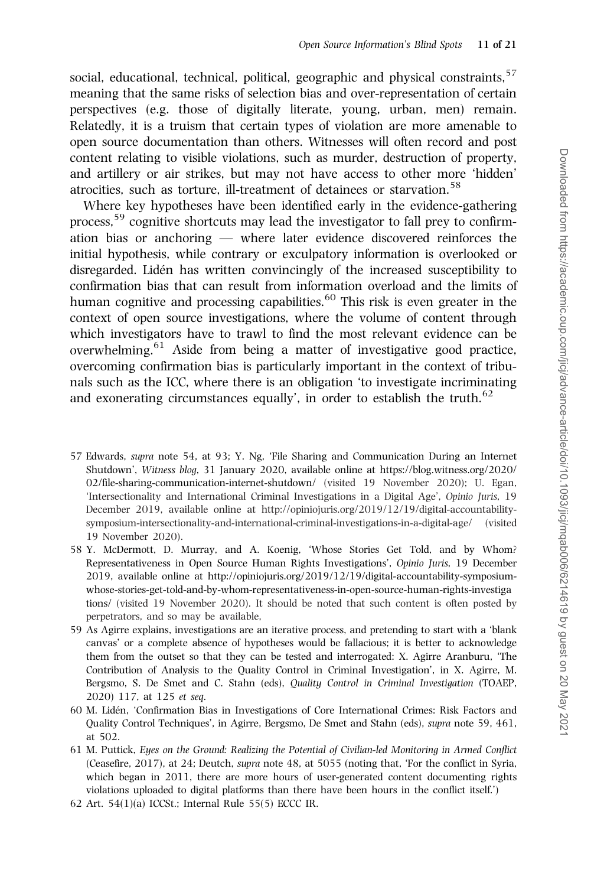social, educational, technical, political, geographic and physical constraints,[57] meaning that the same risks of selection bias and over-representation of certain perspectives (e.g. those of digitally literate, young, urban, men) remain. Relatedly, it is a truism that certain types of violation are more amenable to open source documentation than others. Witnesses will often record and post content relating to visible violations, such as murder, destruction of property, and artillery or air strikes, but may not have access to other more 'hidden' atrocities, such as torture, ill-treatment of detainees or starvation.[58]

Where key hypotheses have been identified early in the evidence-gathering process,[59] cognitive shortcuts may lead the investigator to fall prey to confirmation bias or anchoring — where later evidence discovered reinforces the initial hypothesis, while contrary or exculpatory information is overlooked or disregarded. Lidén has written convincingly of the increased susceptibility to confirmation bias that can result from information overload and the limits of human cognitive and processing capabilities.[60] This risk is even greater in the context of open source investigations, where the volume of content through which investigators have to trawl to find the most relevant evidence can be overwhelming.[61] Aside from being a matter of investigative good practice, overcoming confirmation bias is particularly important in the context of tribunals such as the ICC, where there is an obligation 'to investigate incriminating and exonerating circumstances equally', in order to establish the truth.[62]

57 Edwards, *supra* note 54, at 93; Y. Ng, 'File Sharing and Communication During an Internet Shutdown', *Witness blog*, 31 January 2020, available online at https://blog.witness.org/2020/02/file-sharing-communication-internet-shutdown/ (visited 19 November 2020); U. Egan, 'Intersectionality and International Criminal Investigations in a Digital Age', *Opinio Juris*, 19 December 2019, available online at http://opiniojuris.org/2019/12/19/digital-accountability-symposium-intersectionality-and-international-criminal-investigations-in-a-digital-age/ (visited 19 November 2020).

58 Y. McDermott, D. Murray, and A. Koenig, 'Whose Stories Get Told, and by Whom? Representativeness in Open Source Human Rights Investigations', *Opinio Juris*, 19 December 2019, available online at http://opiniojuris.org/2019/12/19/digital-accountability-symposium-whose-stories-get-told-and-by-whom-representativeness-in-open-source-human-rights-investigations/ (visited 19 November 2020). It should be noted that such content is often posted by perpetrators, and so may be available,

59 As Agirre explains, investigations are an iterative process, and pretending to start with a 'blank canvas' or a complete absence of hypotheses would be fallacious; it is better to acknowledge them from the outset so that they can be tested and interrogated: X. Agirre Aranburu, 'The Contribution of Analysis to the Quality Control in Criminal Investigation', in X. Agirre, M. Bergsmo, S. De Smet and C. Stahn (eds), *Quality Control in Criminal Investigation* (TOAEP, 2020) 117, at 125 *et seq*.

60 M. Lidén, 'Confirmation Bias in Investigations of Core International Crimes: Risk Factors and Quality Control Techniques', in Agirre, Bergsmo, De Smet and Stahn (eds), *supra* note 59, 461, at 502.

61 M. Puttick, *Eyes on the Ground: Realizing the Potential of Civilian-led Monitoring in Armed Conflict* (Ceasefire, 2017), at 24; Deutch, *supra* note 48, at 5055 (noting that, 'For the conflict in Syria, which began in 2011, there are more hours of user-generated content documenting rights violations uploaded to digital platforms than there have been hours in the conflict itself.')

62 Art. 54(1)(a) ICCSt.; Internal Rule 55(5) ECCC IR.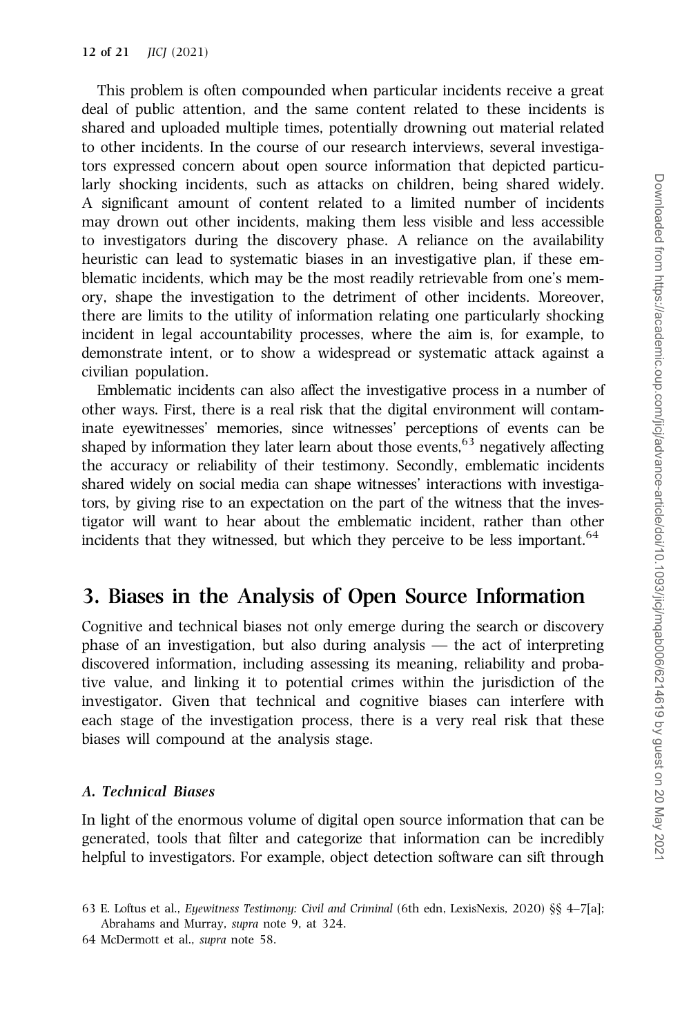This problem is often compounded when particular incidents receive a great deal of public attention, and the same content related to these incidents is shared and uploaded multiple times, potentially drowning out material related to other incidents. In the course of our research interviews, several investigators expressed concern about open source information that depicted particularly shocking incidents, such as attacks on children, being shared widely. A significant amount of content related to a limited number of incidents may drown out other incidents, making them less visible and less accessible to investigators during the discovery phase. A reliance on the availability heuristic can lead to systematic biases in an investigative plan, if these emblematic incidents, which may be the most readily retrievable from one's memory, shape the investigation to the detriment of other incidents. Moreover, there are limits to the utility of information relating one particularly shocking incident in legal accountability processes, where the aim is, for example, to demonstrate intent, or to show a widespread or systematic attack against a civilian population.

Emblematic incidents can also affect the investigative process in a number of other ways. First, there is a real risk that the digital environment will contaminate eyewitnesses' memories, since witnesses' perceptions of events can be shaped by information they later learn about those events,[63] negatively affecting the accuracy or reliability of their testimony. Secondly, emblematic incidents shared widely on social media can shape witnesses' interactions with investigators, by giving rise to an expectation on the part of the witness that the investigator will want to hear about the emblematic incident, rather than other incidents that they witnessed, but which they perceive to be less important.[64]

## 3. Biases in the Analysis of Open Source Information

Cognitive and technical biases not only emerge during the search or discovery phase of an investigation, but also during analysis — the act of interpreting discovered information, including assessing its meaning, reliability and probative value, and linking it to potential crimes within the jurisdiction of the investigator. Given that technical and cognitive biases can interfere with each stage of the investigation process, there is a very real risk that these biases will compound at the analysis stage.

### *A. Technical Biases*

In light of the enormous volume of digital open source information that can be generated, tools that filter and categorize that information can be incredibly helpful to investigators. For example, object detection software can sift through

63 E. Loftus et al., *Eyewitness Testimony: Civil and Criminal* (6th edn, LexisNexis, 2020) §§ 4–7[a]; Abrahams and Murray, *supra* note 9, at 324.

64 McDermott et al., *supra* note 58.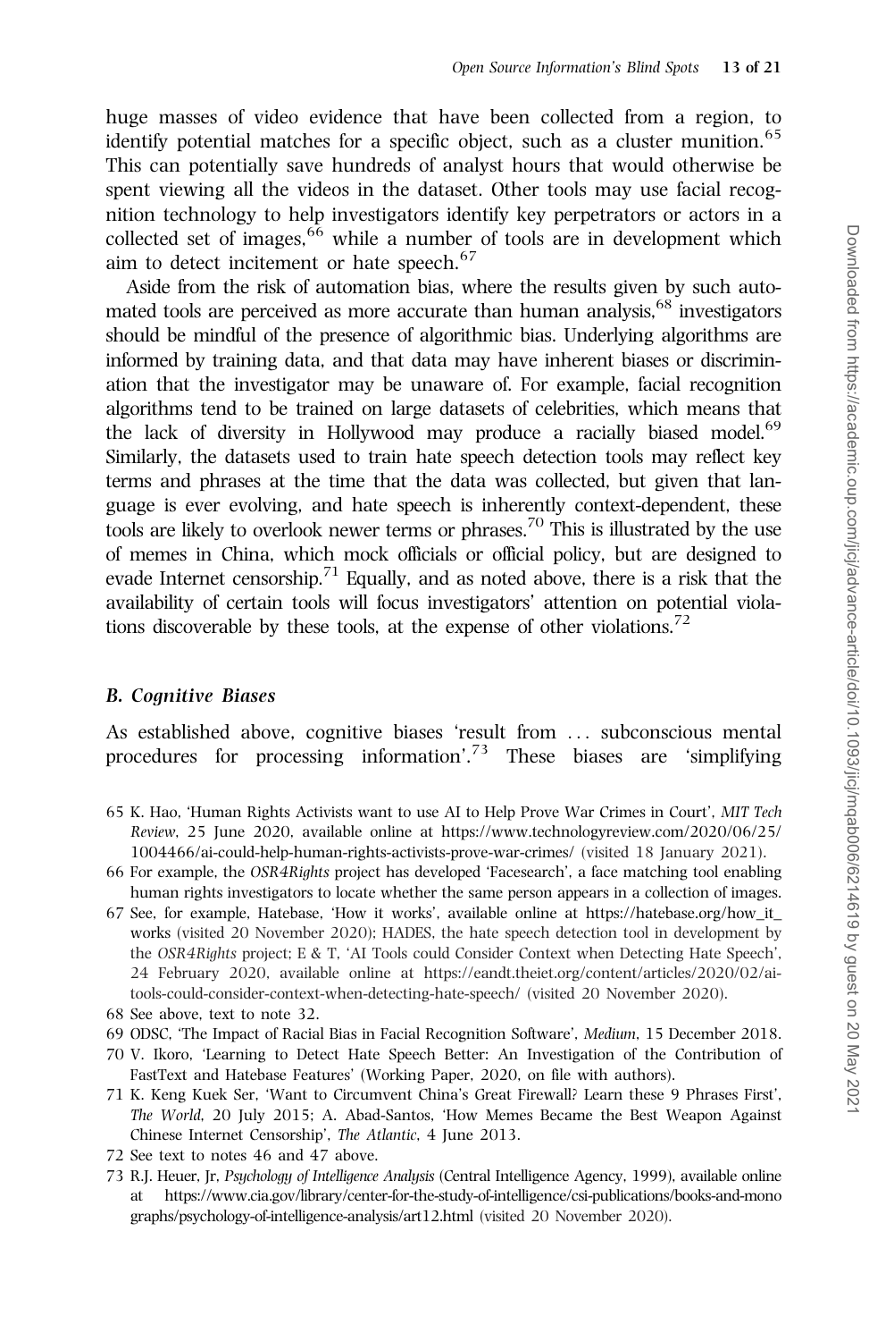huge masses of video evidence that have been collected from a region, to identify potential matches for a specific object, such as a cluster munition.[65] This can potentially save hundreds of analyst hours that would otherwise be spent viewing all the videos in the dataset. Other tools may use facial recognition technology to help investigators identify key perpetrators or actors in a collected set of images,[66] while a number of tools are in development which aim to detect incitement or hate speech.[67]

Aside from the risk of automation bias, where the results given by such automated tools are perceived as more accurate than human analysis,[68] investigators should be mindful of the presence of algorithmic bias. Underlying algorithms are informed by training data, and that data may have inherent biases or discrimination that the investigator may be unaware of. For example, facial recognition algorithms tend to be trained on large datasets of celebrities, which means that the lack of diversity in Hollywood may produce a racially biased model.[69] Similarly, the datasets used to train hate speech detection tools may reflect key terms and phrases at the time that the data was collected, but given that language is ever evolving, and hate speech is inherently context-dependent, these tools are likely to overlook newer terms or phrases.[70] This is illustrated by the use of memes in China, which mock officials or official policy, but are designed to evade Internet censorship.[71] Equally, and as noted above, there is a risk that the availability of certain tools will focus investigators' attention on potential violations discoverable by these tools, at the expense of other violations.[72]

### *B. Cognitive Biases*

As established above, cognitive biases 'result from ... subconscious mental procedures for processing information'.[73] These biases are 'simplifying

---

65 K. Hao, 'Human Rights Activists want to use AI to Help Prove War Crimes in Court', *MIT Tech Review*, 25 June 2020, available online at https://www.technologyreview.com/2020/06/25/1004466/ai-could-help-human-rights-activists-prove-war-crimes/ (visited 18 January 2021).

66 For example, the *OSR4Rights* project has developed 'Facesearch', a face matching tool enabling human rights investigators to locate whether the same person appears in a collection of images.

67 See, for example, Hatebase, 'How it works', available online at https://hatebase.org/how_it_works (visited 20 November 2020); HADES, the hate speech detection tool in development by the *OSR4Rights* project; E & T, 'AI Tools could Consider Context when Detecting Hate Speech', 24 February 2020, available online at https://eandt.theiet.org/content/articles/2020/02/ai-tools-could-consider-context-when-detecting-hate-speech/ (visited 20 November 2020).

68 See above, text to note 32.

69 ODSC, 'The Impact of Racial Bias in Facial Recognition Software', *Medium*, 15 December 2018.

70 V. Ikoro, 'Learning to Detect Hate Speech Better: An Investigation of the Contribution of FastText and Hatebase Features' (Working Paper, 2020, on file with authors).

71 K. Keng Kuek Ser, 'Want to Circumvent China's Great Firewall? Learn these 9 Phrases First', *The World*, 20 July 2015; A. Abad-Santos, 'How Memes Became the Best Weapon Against Chinese Internet Censorship', *The Atlantic*, 4 June 2013.

72 See text to notes 46 and 47 above.

73 R.J. Heuer, Jr, *Psychology of Intelligence Analysis* (Central Intelligence Agency, 1999), available online at https://www.cia.gov/library/center-for-the-study-of-intelligence/csi-publications/books-and-monographs/psychology-of-intelligence-analysis/art12.html (visited 20 November 2020).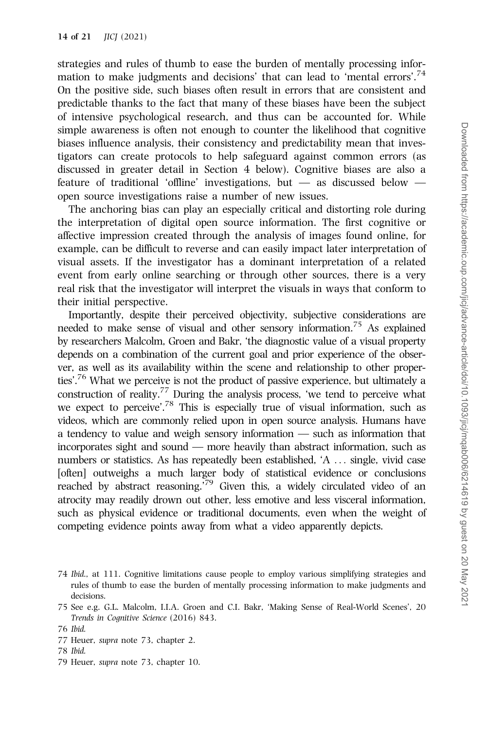strategies and rules of thumb to ease the burden of mentally processing information to make judgments and decisions' that can lead to 'mental errors'.[74] On the positive side, such biases often result in errors that are consistent and predictable thanks to the fact that many of these biases have been the subject of intensive psychological research, and thus can be accounted for. While simple awareness is often not enough to counter the likelihood that cognitive biases influence analysis, their consistency and predictability mean that investigators can create protocols to help safeguard against common errors (as discussed in greater detail in Section 4 below). Cognitive biases are also a feature of traditional 'offline' investigations, but — as discussed below — open source investigations raise a number of new issues.

The anchoring bias can play an especially critical and distorting role during the interpretation of digital open source information. The first cognitive or affective impression created through the analysis of images found online, for example, can be difficult to reverse and can easily impact later interpretation of visual assets. If the investigator has a dominant interpretation of a related event from early online searching or through other sources, there is a very real risk that the investigator will interpret the visuals in ways that conform to their initial perspective.

Importantly, despite their perceived objectivity, subjective considerations are needed to make sense of visual and other sensory information.[75] As explained by researchers Malcolm, Groen and Bakr, 'the diagnostic value of a visual property depends on a combination of the current goal and prior experience of the observer, as well as its availability within the scene and relationship to other properties'.[76] What we perceive is not the product of passive experience, but ultimately a construction of reality.[77] During the analysis process, 'we tend to perceive what we expect to perceive'.[78] This is especially true of visual information, such as videos, which are commonly relied upon in open source analysis. Humans have a tendency to value and weigh sensory information — such as information that incorporates sight and sound — more heavily than abstract information, such as numbers or statistics. As has repeatedly been established, 'A ... single, vivid case [often] outweighs a much larger body of statistical evidence or conclusions reached by abstract reasoning.'[79] Given this, a widely circulated video of an atrocity may readily drown out other, less emotive and less visceral information, such as physical evidence or traditional documents, even when the weight of competing evidence points away from what a video apparently depicts.

---

74 *Ibid.*, at 111. Cognitive limitations cause people to employ various simplifying strategies and rules of thumb to ease the burden of mentally processing information to make judgments and decisions.

75 See e.g. G.L. Malcolm, I.I.A. Groen and C.I. Bakr, 'Making Sense of Real-World Scenes', 20 *Trends in Cognitive Science* (2016) 843.

76 *Ibid.*

77 Heuer, *supra* note 73, chapter 2.

78 *Ibid.*

79 Heuer, *supra* note 73, chapter 10.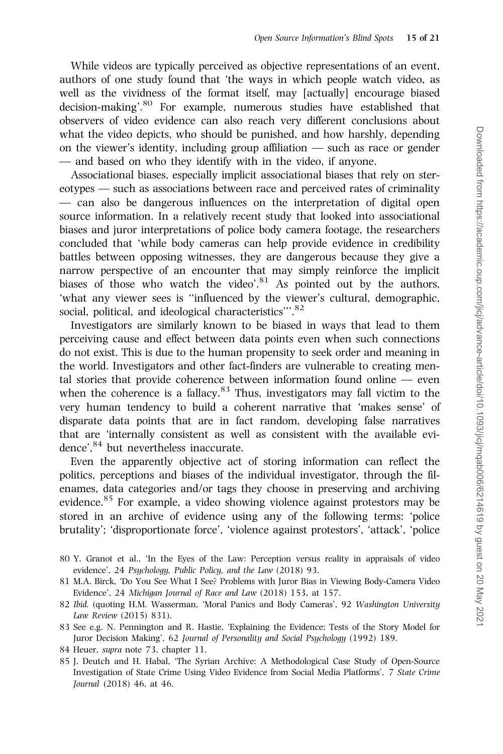While videos are typically perceived as objective representations of an event, authors of one study found that 'the ways in which people watch video, as well as the vividness of the format itself, may [actually] encourage biased decision-making'.[80] For example, numerous studies have established that observers of video evidence can also reach very different conclusions about what the video depicts, who should be punished, and how harshly, depending on the viewer's identity, including group affiliation — such as race or gender — and based on who they identify with in the video, if anyone.

Associational biases, especially implicit associational biases that rely on stereotypes — such as associations between race and perceived rates of criminality — can also be dangerous influences on the interpretation of digital open source information. In a relatively recent study that looked into associational biases and juror interpretations of police body camera footage, the researchers concluded that 'while body cameras can help provide evidence in credibility battles between opposing witnesses, they are dangerous because they give a narrow perspective of an encounter that may simply reinforce the implicit biases of those who watch the video'.[81] As pointed out by the authors, 'what any viewer sees is "influenced by the viewer's cultural, demographic, social, political, and ideological characteristics"'.[82]

Investigators are similarly known to be biased in ways that lead to them perceiving cause and effect between data points even when such connections do not exist. This is due to the human propensity to seek order and meaning in the world. Investigators and other fact-finders are vulnerable to creating mental stories that provide coherence between information found online — even when the coherence is a fallacy.[83] Thus, investigators may fall victim to the very human tendency to build a coherent narrative that 'makes sense' of disparate data points that are in fact random, developing false narratives that are 'internally consistent as well as consistent with the available evidence',[84] but nevertheless inaccurate.

Even the apparently objective act of storing information can reflect the politics, perceptions and biases of the individual investigator, through the filenames, data categories and/or tags they choose in preserving and archiving evidence.[85] For example, a video showing violence against protestors may be stored in an archive of evidence using any of the following terms: 'police brutality'; 'disproportionate force', 'violence against protestors', 'attack', 'police

80 Y. Granot et al., 'In the Eyes of the Law: Perception versus reality in appraisals of video evidence', 24 *Psychology, Public Policy, and the Law* (2018) 93.

81 M.A. Birck, 'Do You See What I See? Problems with Juror Bias in Viewing Body-Camera Video Evidence', 24 *Michigan Journal of Race and Law* (2018) 153, at 157.

82 *Ibid.* (quoting H.M. Wasserman, 'Moral Panics and Body Cameras', 92 *Washington University Law Review* (2015) 831).

83 See e.g. N. Pennington and R. Hastie, 'Explaining the Evidence: Tests of the Story Model for Juror Decision Making', 62 *Journal of Personality and Social Psychology* (1992) 189.

84 Heuer, *supra* note 73, chapter 11.

85 J. Deutch and H. Habal, 'The Syrian Archive: A Methodological Case Study of Open-Source Investigation of State Crime Using Video Evidence from Social Media Platforms', 7 *State Crime Journal* (2018) 46, at 46.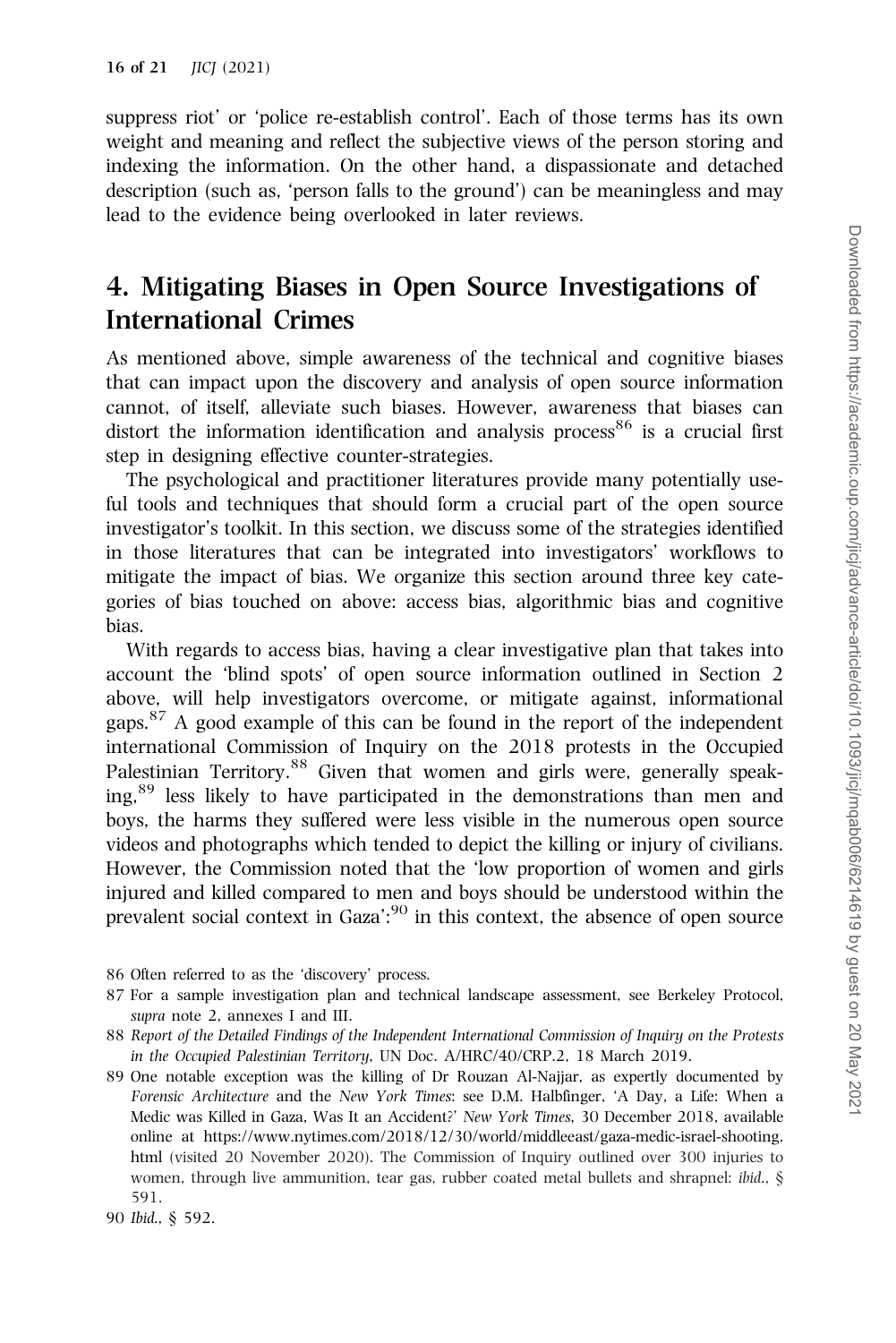suppress riot' or 'police re-establish control'. Each of those terms has its own weight and meaning and reflect the subjective views of the person storing and indexing the information. On the other hand, a dispassionate and detached description (such as, 'person falls to the ground') can be meaningless and may lead to the evidence being overlooked in later reviews.

## 4. Mitigating Biases in Open Source Investigations of International Crimes

As mentioned above, simple awareness of the technical and cognitive biases that can impact upon the discovery and analysis of open source information cannot, of itself, alleviate such biases. However, awareness that biases can distort the information identification and analysis process[86] is a crucial first step in designing effective counter-strategies.

The psychological and practitioner literatures provide many potentially useful tools and techniques that should form a crucial part of the open source investigator's toolkit. In this section, we discuss some of the strategies identified in those literatures that can be integrated into investigators' workflows to mitigate the impact of bias. We organize this section around three key categories of bias touched on above: access bias, algorithmic bias and cognitive bias.

With regards to access bias, having a clear investigative plan that takes into account the 'blind spots' of open source information outlined in Section 2 above, will help investigators overcome, or mitigate against, informational gaps.[87] A good example of this can be found in the report of the independent international Commission of Inquiry on the 2018 protests in the Occupied Palestinian Territory.[88] Given that women and girls were, generally speaking,[89] less likely to have participated in the demonstrations than men and boys, the harms they suffered were less visible in the numerous open source videos and photographs which tended to depict the killing or injury of civilians. However, the Commission noted that the 'low proportion of women and girls injured and killed compared to men and boys should be understood within the prevalent social context in Gaza':[90] in this context, the absence of open source

86 Often referred to as the 'discovery' process.

87 For a sample investigation plan and technical landscape assessment, see Berkeley Protocol, *supra* note 2, annexes I and III.

88 *Report of the Detailed Findings of the Independent International Commission of Inquiry on the Protests in the Occupied Palestinian Territory*, UN Doc. A/HRC/40/CRP.2, 18 March 2019.

89 One notable exception was the killing of Dr Rouzan Al-Najjar, as expertly documented by *Forensic Architecture* and the *New York Times*: see D.M. Halbfinger, 'A Day, a Life: When a Medic was Killed in Gaza, Was It an Accident?' *New York Times*, 30 December 2018, available online at https://www.nytimes.com/2018/12/30/world/middleeast/gaza-medic-israel-shooting.html (visited 20 November 2020). The Commission of Inquiry outlined over 300 injuries to women, through live ammunition, tear gas, rubber coated metal bullets and shrapnel: *ibid.*, § 591.

90 *Ibid.*, § 592.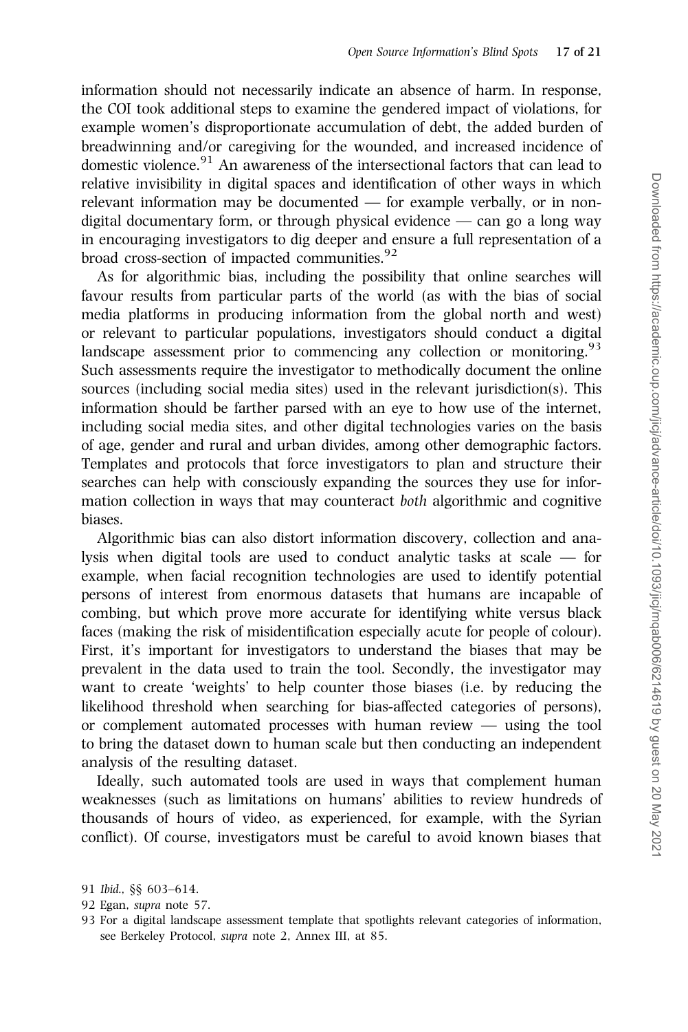information should not necessarily indicate an absence of harm. In response, the COI took additional steps to examine the gendered impact of violations, for example women's disproportionate accumulation of debt, the added burden of breadwinning and/or caregiving for the wounded, and increased incidence of domestic violence.[91] An awareness of the intersectional factors that can lead to relative invisibility in digital spaces and identification of other ways in which relevant information may be documented — for example verbally, or in non-digital documentary form, or through physical evidence — can go a long way in encouraging investigators to dig deeper and ensure a full representation of a broad cross-section of impacted communities.[92]

As for algorithmic bias, including the possibility that online searches will favour results from particular parts of the world (as with the bias of social media platforms in producing information from the global north and west) or relevant to particular populations, investigators should conduct a digital landscape assessment prior to commencing any collection or monitoring.[93] Such assessments require the investigator to methodically document the online sources (including social media sites) used in the relevant jurisdiction(s). This information should be farther parsed with an eye to how use of the internet, including social media sites, and other digital technologies varies on the basis of age, gender and rural and urban divides, among other demographic factors. Templates and protocols that force investigators to plan and structure their searches can help with consciously expanding the sources they use for information collection in ways that may counteract *both* algorithmic and cognitive biases.

Algorithmic bias can also distort information discovery, collection and analysis when digital tools are used to conduct analytic tasks at scale — for example, when facial recognition technologies are used to identify potential persons of interest from enormous datasets that humans are incapable of combing, but which prove more accurate for identifying white versus black faces (making the risk of misidentification especially acute for people of colour). First, it's important for investigators to understand the biases that may be prevalent in the data used to train the tool. Secondly, the investigator may want to create 'weights' to help counter those biases (i.e. by reducing the likelihood threshold when searching for bias-affected categories of persons), or complement automated processes with human review — using the tool to bring the dataset down to human scale but then conducting an independent analysis of the resulting dataset.

Ideally, such automated tools are used in ways that complement human weaknesses (such as limitations on humans' abilities to review hundreds of thousands of hours of video, as experienced, for example, with the Syrian conflict). Of course, investigators must be careful to avoid known biases that

91 *Ibid.*, §§ 603–614.

92 Egan, *supra* note 57.

93 For a digital landscape assessment template that spotlights relevant categories of information, see Berkeley Protocol, *supra* note 2, Annex III, at 85.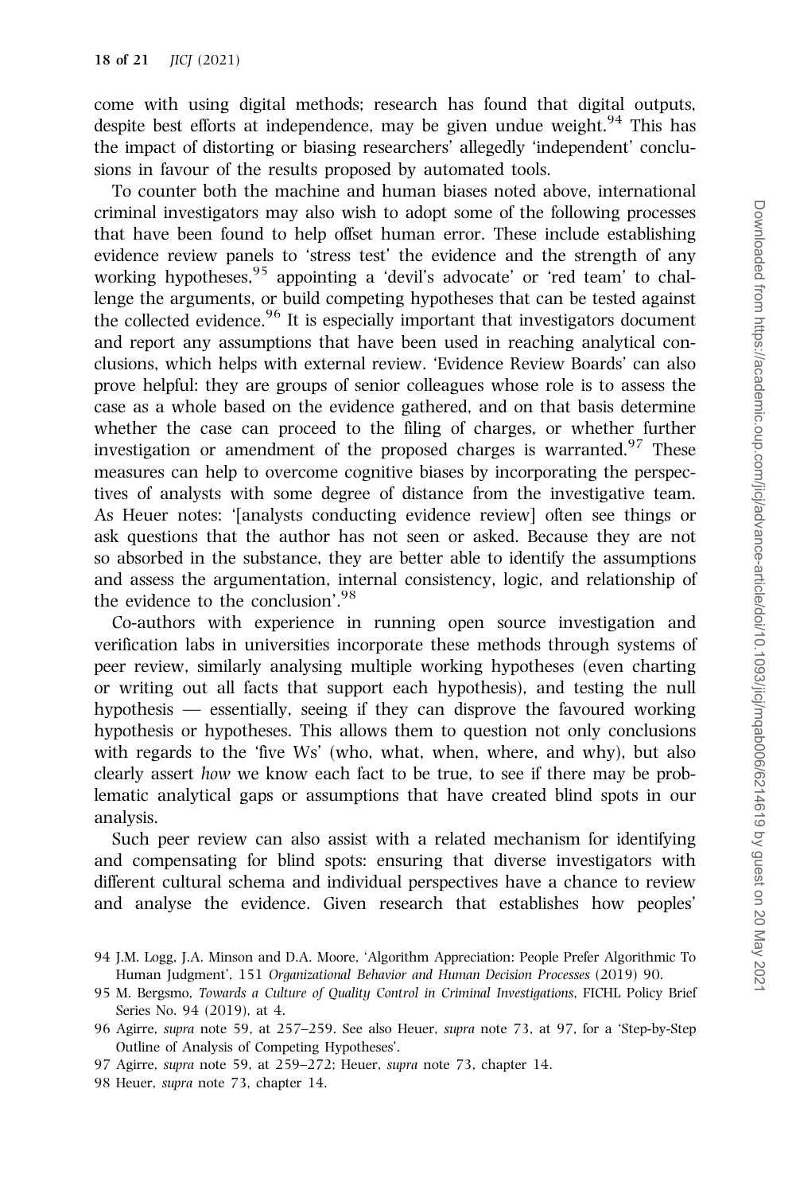come with using digital methods; research has found that digital outputs, despite best efforts at independence, may be given undue weight.[94] This has the impact of distorting or biasing researchers' allegedly 'independent' conclusions in favour of the results proposed by automated tools.

To counter both the machine and human biases noted above, international criminal investigators may also wish to adopt some of the following processes that have been found to help offset human error. These include establishing evidence review panels to 'stress test' the evidence and the strength of any working hypotheses,[95] appointing a 'devil's advocate' or 'red team' to challenge the arguments, or build competing hypotheses that can be tested against the collected evidence.[96] It is especially important that investigators document and report any assumptions that have been used in reaching analytical conclusions, which helps with external review. 'Evidence Review Boards' can also prove helpful: they are groups of senior colleagues whose role is to assess the case as a whole based on the evidence gathered, and on that basis determine whether the case can proceed to the filing of charges, or whether further investigation or amendment of the proposed charges is warranted.[97] These measures can help to overcome cognitive biases by incorporating the perspectives of analysts with some degree of distance from the investigative team. As Heuer notes: '[analysts conducting evidence review] often see things or ask questions that the author has not seen or asked. Because they are not so absorbed in the substance, they are better able to identify the assumptions and assess the argumentation, internal consistency, logic, and relationship of the evidence to the conclusion'.[98]

Co-authors with experience in running open source investigation and verification labs in universities incorporate these methods through systems of peer review, similarly analysing multiple working hypotheses (even charting or writing out all facts that support each hypothesis), and testing the null hypothesis — essentially, seeing if they can disprove the favoured working hypothesis or hypotheses. This allows them to question not only conclusions with regards to the 'five Ws' (who, what, when, where, and why), but also clearly assert *how* we know each fact to be true, to see if there may be problematic analytical gaps or assumptions that have created blind spots in our analysis.

Such peer review can also assist with a related mechanism for identifying and compensating for blind spots: ensuring that diverse investigators with different cultural schema and individual perspectives have a chance to review and analyse the evidence. Given research that establishes how peoples'

94 J.M. Logg, J.A. Minson and D.A. Moore, 'Algorithm Appreciation: People Prefer Algorithmic To Human Judgment', 151 *Organizational Behavior and Human Decision Processes* (2019) 90.

95 M. Bergsmo, *Towards a Culture of Quality Control in Criminal Investigations*, FICHL Policy Brief Series No. 94 (2019), at 4.

96 Agirre, *supra* note 59, at 257–259. See also Heuer, *supra* note 73, at 97, for a 'Step-by-Step Outline of Analysis of Competing Hypotheses'.

97 Agirre, *supra* note 59, at 259–272; Heuer, *supra* note 73, chapter 14.

98 Heuer, *supra* note 73, chapter 14.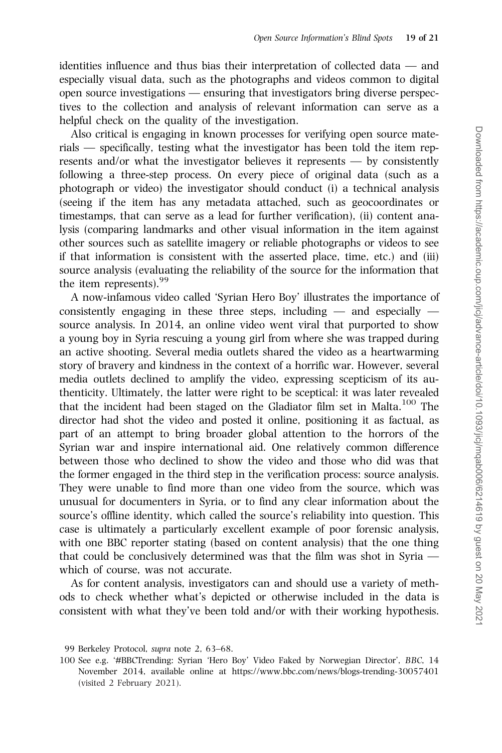identities influence and thus bias their interpretation of collected data — and especially visual data, such as the photographs and videos common to digital open source investigations — ensuring that investigators bring diverse perspectives to the collection and analysis of relevant information can serve as a helpful check on the quality of the investigation.

Also critical is engaging in known processes for verifying open source materials — specifically, testing what the investigator has been told the item represents and/or what the investigator believes it represents — by consistently following a three-step process. On every piece of original data (such as a photograph or video) the investigator should conduct (i) a technical analysis (seeing if the item has any metadata attached, such as geocoordinates or timestamps, that can serve as a lead for further verification), (ii) content analysis (comparing landmarks and other visual information in the item against other sources such as satellite imagery or reliable photographs or videos to see if that information is consistent with the asserted place, time, etc.) and (iii) source analysis (evaluating the reliability of the source for the information that the item represents).[99]

A now-infamous video called 'Syrian Hero Boy' illustrates the importance of consistently engaging in these three steps, including — and especially — source analysis. In 2014, an online video went viral that purported to show a young boy in Syria rescuing a young girl from where she was trapped during an active shooting. Several media outlets shared the video as a heartwarming story of bravery and kindness in the context of a horrific war. However, several media outlets declined to amplify the video, expressing scepticism of its authenticity. Ultimately, the latter were right to be sceptical: it was later revealed that the incident had been staged on the Gladiator film set in Malta.[100] The director had shot the video and posted it online, positioning it as factual, as part of an attempt to bring broader global attention to the horrors of the Syrian war and inspire international aid. One relatively common difference between those who declined to show the video and those who did was that the former engaged in the third step in the verification process: source analysis. They were unable to find more than one video from the source, which was unusual for documenters in Syria, or to find any clear information about the source's offline identity, which called the source's reliability into question. This case is ultimately a particularly excellent example of poor forensic analysis, with one BBC reporter stating (based on content analysis) that the one thing that could be conclusively determined was that the film was shot in Syria — which of course, was not accurate.

As for content analysis, investigators can and should use a variety of methods to check whether what's depicted or otherwise included in the data is consistent with what they've been told and/or with their working hypothesis.

---

99 Berkeley Protocol, *supra* note 2, 63–68.

100 See e.g. '#BBCTrending: Syrian 'Hero Boy' Video Faked by Norwegian Director', *BBC*, 14 November 2014, available online at https://www.bbc.com/news/blogs-trending-30057401 (visited 2 February 2021).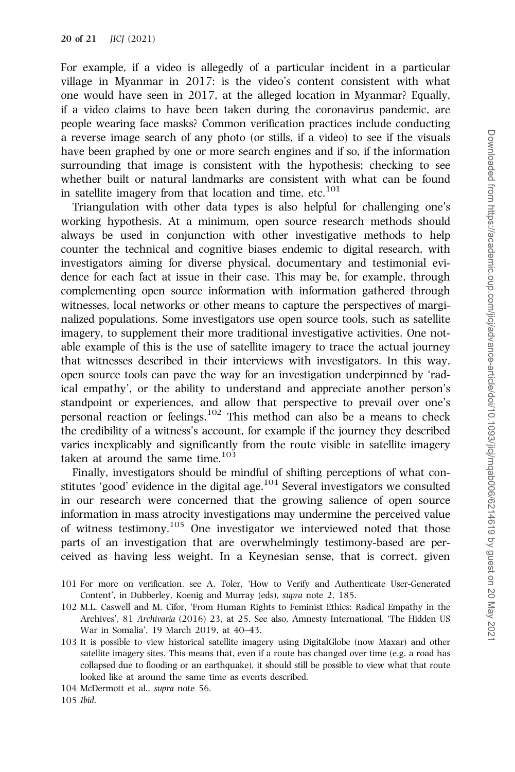For example, if a video is allegedly of a particular incident in a particular village in Myanmar in 2017: is the video's content consistent with what one would have seen in 2017, at the alleged location in Myanmar? Equally, if a video claims to have been taken during the coronavirus pandemic, are people wearing face masks? Common verification practices include conducting a reverse image search of any photo (or stills, if a video) to see if the visuals have been graphed by one or more search engines and if so, if the information surrounding that image is consistent with the hypothesis; checking to see whether built or natural landmarks are consistent with what can be found in satellite imagery from that location and time, etc.[101]

Triangulation with other data types is also helpful for challenging one's working hypothesis. At a minimum, open source research methods should always be used in conjunction with other investigative methods to help counter the technical and cognitive biases endemic to digital research, with investigators aiming for diverse physical, documentary and testimonial evidence for each fact at issue in their case. This may be, for example, through complementing open source information with information gathered through witnesses, local networks or other means to capture the perspectives of marginalized populations. Some investigators use open source tools, such as satellite imagery, to supplement their more traditional investigative activities. One notable example of this is the use of satellite imagery to trace the actual journey that witnesses described in their interviews with investigators. In this way, open source tools can pave the way for an investigation underpinned by 'radical empathy', or the ability to understand and appreciate another person's standpoint or experiences, and allow that perspective to prevail over one's personal reaction or feelings.[102] This method can also be a means to check the credibility of a witness's account, for example if the journey they described varies inexplicably and significantly from the route visible in satellite imagery taken at around the same time.[103]

Finally, investigators should be mindful of shifting perceptions of what constitutes 'good' evidence in the digital age.[104] Several investigators we consulted in our research were concerned that the growing salience of open source information in mass atrocity investigations may undermine the perceived value of witness testimony.[105] One investigator we interviewed noted that those parts of an investigation that are overwhelmingly testimony-based are perceived as having less weight. In a Keynesian sense, that is correct, given

101 For more on verification, see A. Toler, 'How to Verify and Authenticate User-Generated Content', in Dubberley, Koenig and Murray (eds), *supra* note 2, 185.

102 M.L. Caswell and M. Cifor, 'From Human Rights to Feminist Ethics: Radical Empathy in the Archives', 81 *Archivaria* (2016) 23, at 25. See also, Amnesty International, 'The Hidden US War in Somalia', 19 March 2019, at 40–43.

103 It is possible to view historical satellite imagery using DigitalGlobe (now Maxar) and other satellite imagery sites. This means that, even if a route has changed over time (e.g. a road has collapsed due to flooding or an earthquake), it should still be possible to view what that route looked like at around the same time as events described.

104 McDermott et al., *supra* note 56.

105 *Ibid*.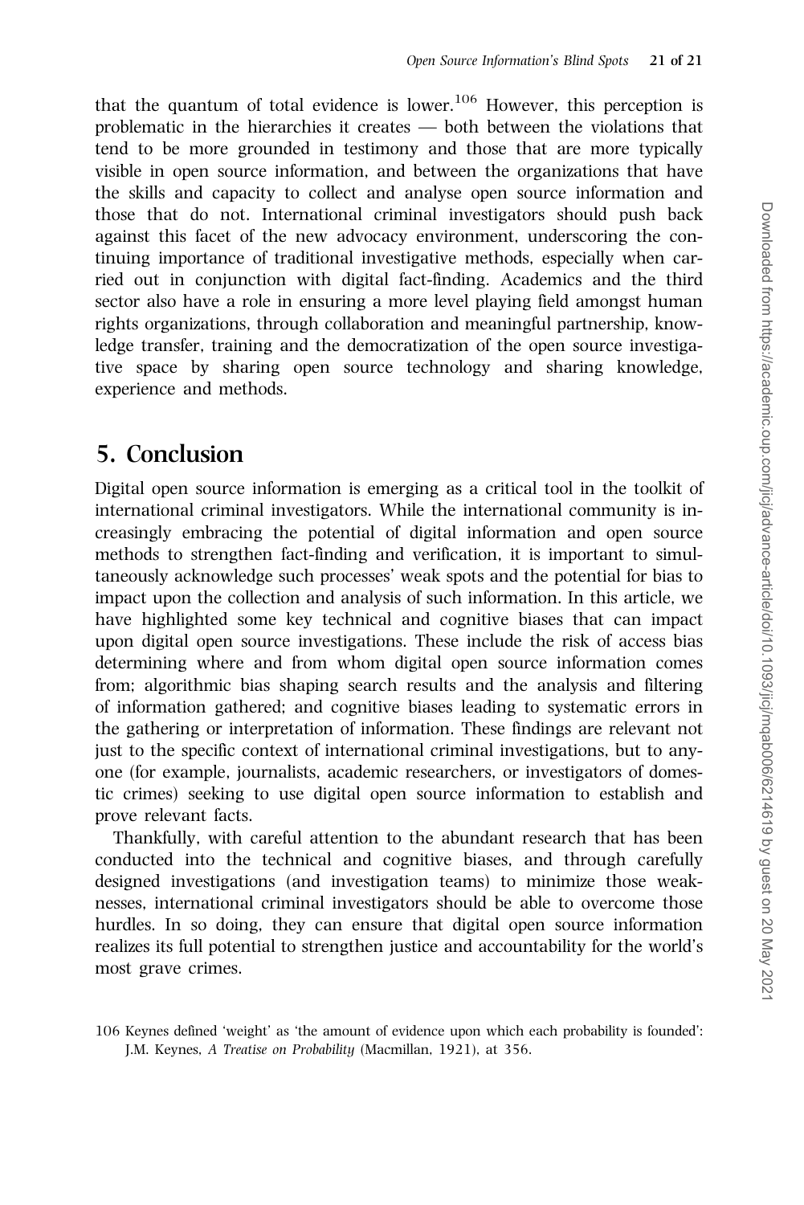that the quantum of total evidence is lower.[106] However, this perception is problematic in the hierarchies it creates — both between the violations that tend to be more grounded in testimony and those that are more typically visible in open source information, and between the organizations that have the skills and capacity to collect and analyse open source information and those that do not. International criminal investigators should push back against this facet of the new advocacy environment, underscoring the continuing importance of traditional investigative methods, especially when carried out in conjunction with digital fact-finding. Academics and the third sector also have a role in ensuring a more level playing field amongst human rights organizations, through collaboration and meaningful partnership, knowledge transfer, training and the democratization of the open source investigative space by sharing open source technology and sharing knowledge, experience and methods.

## 5. Conclusion

Digital open source information is emerging as a critical tool in the toolkit of international criminal investigators. While the international community is increasingly embracing the potential of digital information and open source methods to strengthen fact-finding and verification, it is important to simultaneously acknowledge such processes' weak spots and the potential for bias to impact upon the collection and analysis of such information. In this article, we have highlighted some key technical and cognitive biases that can impact upon digital open source investigations. These include the risk of access bias determining where and from whom digital open source information comes from; algorithmic bias shaping search results and the analysis and filtering of information gathered; and cognitive biases leading to systematic errors in the gathering or interpretation of information. These findings are relevant not just to the specific context of international criminal investigations, but to anyone (for example, journalists, academic researchers, or investigators of domestic crimes) seeking to use digital open source information to establish and prove relevant facts.

Thankfully, with careful attention to the abundant research that has been conducted into the technical and cognitive biases, and through carefully designed investigations (and investigation teams) to minimize those weaknesses, international criminal investigators should be able to overcome those hurdles. In so doing, they can ensure that digital open source information realizes its full potential to strengthen justice and accountability for the world's most grave crimes.

106 Keynes defined 'weight' as 'the amount of evidence upon which each probability is founded': J.M. Keynes, *A Treatise on Probability* (Macmillan, 1921), at 356.